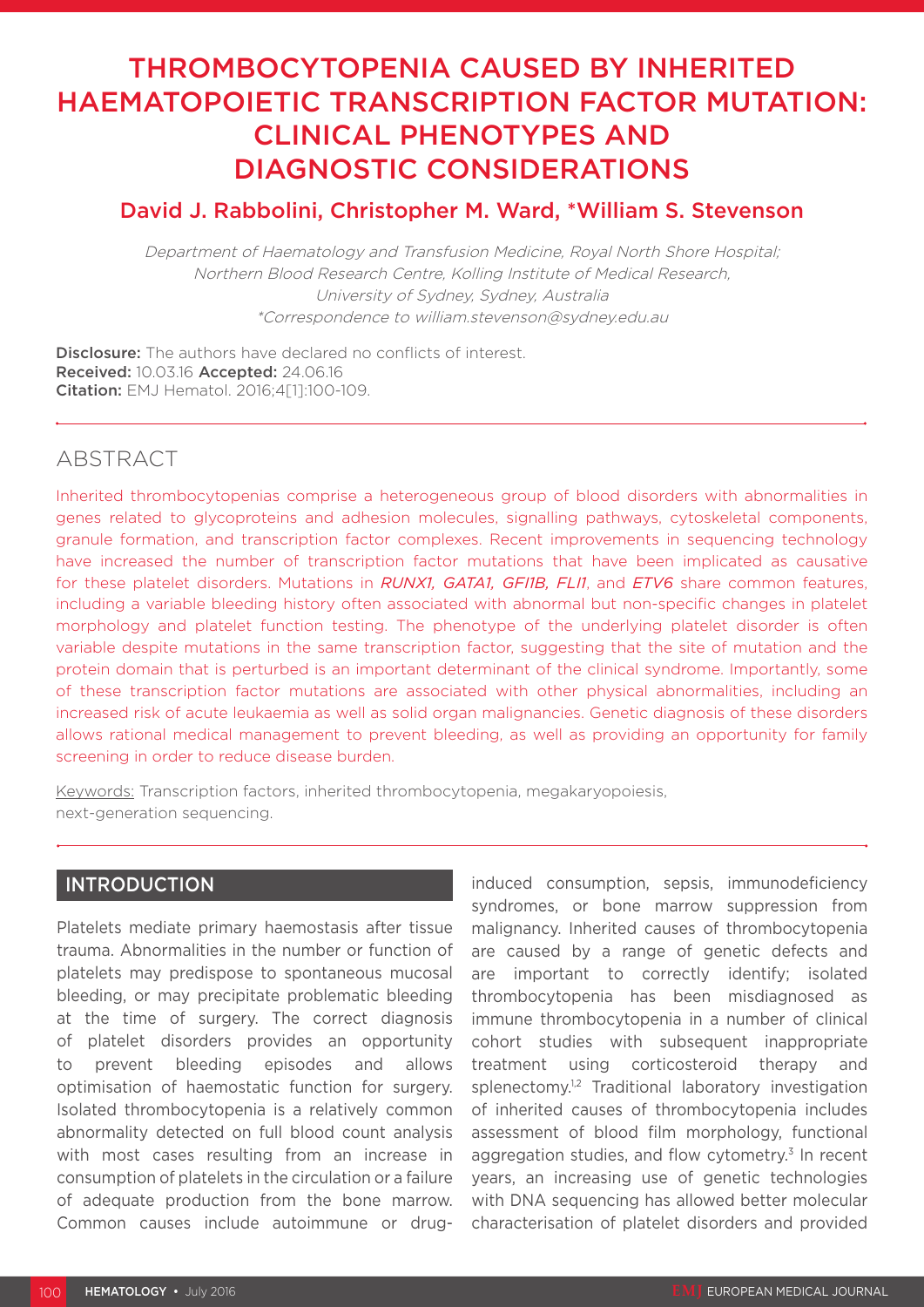# THROMBOCYTOPENIA CAUSED BY INHERITED HAEMATOPOIETIC TRANSCRIPTION FACTOR MUTATION: CLINICAL PHENOTYPES AND DIAGNOSTIC CONSIDERATIONS

**David J. Rabbolini, Christopher M. Ward, *William S. Stevenson**

*Department of Haematology and Transfusion Medicine, Royal North Shore Hospital; Northern Blood Research Centre, Kolling Institute of Medical Research, University of Sydney, Sydney, Australia*
*\*Correspondence to william.stevenson@sydney.edu.au*

**Disclosure:** The authors have declared no conflicts of interest.
**Received:** 10.03.16 **Accepted:** 24.06.16
**Citation:** EMJ Hematol. 2016;4[1]:100-109.

## ABSTRACT

Inherited thrombocytopenias comprise a heterogeneous group of blood disorders with abnormalities in genes related to glycoproteins and adhesion molecules, signalling pathways, cytoskeletal components, granule formation, and transcription factor complexes. Recent improvements in sequencing technology have increased the number of transcription factor mutations that have been implicated as causative for these platelet disorders. Mutations in *RUNX1, GATA1, GFI1B, FLI1*, and *ETV6* share common features, including a variable bleeding history often associated with abnormal but non-specific changes in platelet morphology and platelet function testing. The phenotype of the underlying platelet disorder is often variable despite mutations in the same transcription factor, suggesting that the site of mutation and the protein domain that is perturbed is an important determinant of the clinical syndrome. Importantly, some of these transcription factor mutations are associated with other physical abnormalities, including an increased risk of acute leukaemia as well as solid organ malignancies. Genetic diagnosis of these disorders allows rational medical management to prevent bleeding, as well as providing an opportunity for family screening in order to reduce disease burden.

Keywords: Transcription factors, inherited thrombocytopenia, megakaryopoiesis, next-generation sequencing.

## INTRODUCTION

Platelets mediate primary haemostasis after tissue trauma. Abnormalities in the number or function of platelets may predispose to spontaneous mucosal bleeding, or may precipitate problematic bleeding at the time of surgery. The correct diagnosis of platelet disorders provides an opportunity to prevent bleeding episodes and allows optimisation of haemostatic function for surgery. Isolated thrombocytopenia is a relatively common abnormality detected on full blood count analysis with most cases resulting from an increase in consumption of platelets in the circulation or a failure of adequate production from the bone marrow. Common causes include autoimmune or drug-induced consumption, sepsis, immunodeficiency syndromes, or bone marrow suppression from malignancy. Inherited causes of thrombocytopenia are caused by a range of genetic defects and are important to correctly identify; isolated thrombocytopenia has been misdiagnosed as immune thrombocytopenia in a number of clinical cohort studies with subsequent inappropriate treatment using corticosteroid therapy and splenectomy.[1,2] Traditional laboratory investigation of inherited causes of thrombocytopenia includes assessment of blood film morphology, functional aggregation studies, and flow cytometry.[3] In recent years, an increasing use of genetic technologies with DNA sequencing has allowed better molecular characterisation of platelet disorders and provided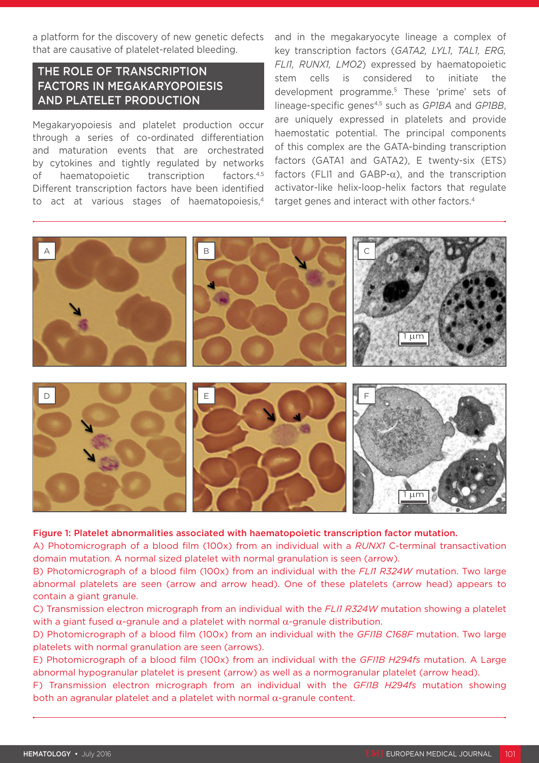a platform for the discovery of new genetic defects that are causative of platelet-related bleeding.

## THE ROLE OF TRANSCRIPTION FACTORS IN MEGAKARYOPOIESIS AND PLATELET PRODUCTION

Megakaryopoiesis and platelet production occur through a series of co-ordinated differentiation and maturation events that are orchestrated by cytokines and tightly regulated by networks of haematopoietic transcription factors.[4,5] Different transcription factors have been identified to act at various stages of haematopoiesis,[4] and in the megakaryocyte lineage a complex of key transcription factors (*GATA2, LYL1, TAL1, ERG, FLI1, RUNX1, LMO2*) expressed by haematopoietic stem cells is considered to initiate the development programme.[5] These 'prime' sets of lineage-specific genes[4,5] such as *GP1BA* and *GP1BB*, are uniquely expressed in platelets and provide haemostatic potential. The principal components of this complex are the GATA-binding transcription factors (GATA1 and GATA2), E twenty-six (ETS) factors (FLI1 and GABP-α), and the transcription activator-like helix-loop-helix factors that regulate target genes and interact with other factors.[4]

**Figure 1: Platelet abnormalities associated with haematopoietic transcription factor mutation.**
A) Photomicrograph of a blood film (100x) from an individual with a *RUNX1* C-terminal transactivation domain mutation. A normal sized platelet with normal granulation is seen (arrow).
B) Photomicrograph of a blood film (100x) from an individual with the *FLI1 R324W* mutation. Two large abnormal platelets are seen (arrow and arrow head). One of these platelets (arrow head) appears to contain a giant granule.
C) Transmission electron micrograph from an individual with the *FLI1 R324W* mutation showing a platelet with a giant fused α-granule and a platelet with normal α-granule distribution.
D) Photomicrograph of a blood film (100x) from an individual with the *GFI1B C168F* mutation. Two large platelets with normal granulation are seen (arrows).
E) Photomicrograph of a blood film (100x) from an individual with the *GFI1B H294fs* mutation. A Large abnormal hypogranular platelet is present (arrow) as well as a normogranular platelet (arrow head).
F) Transmission electron micrograph from an individual with the *GFI1B H294fs* mutation showing both an agranular platelet and a platelet with normal α-granule content.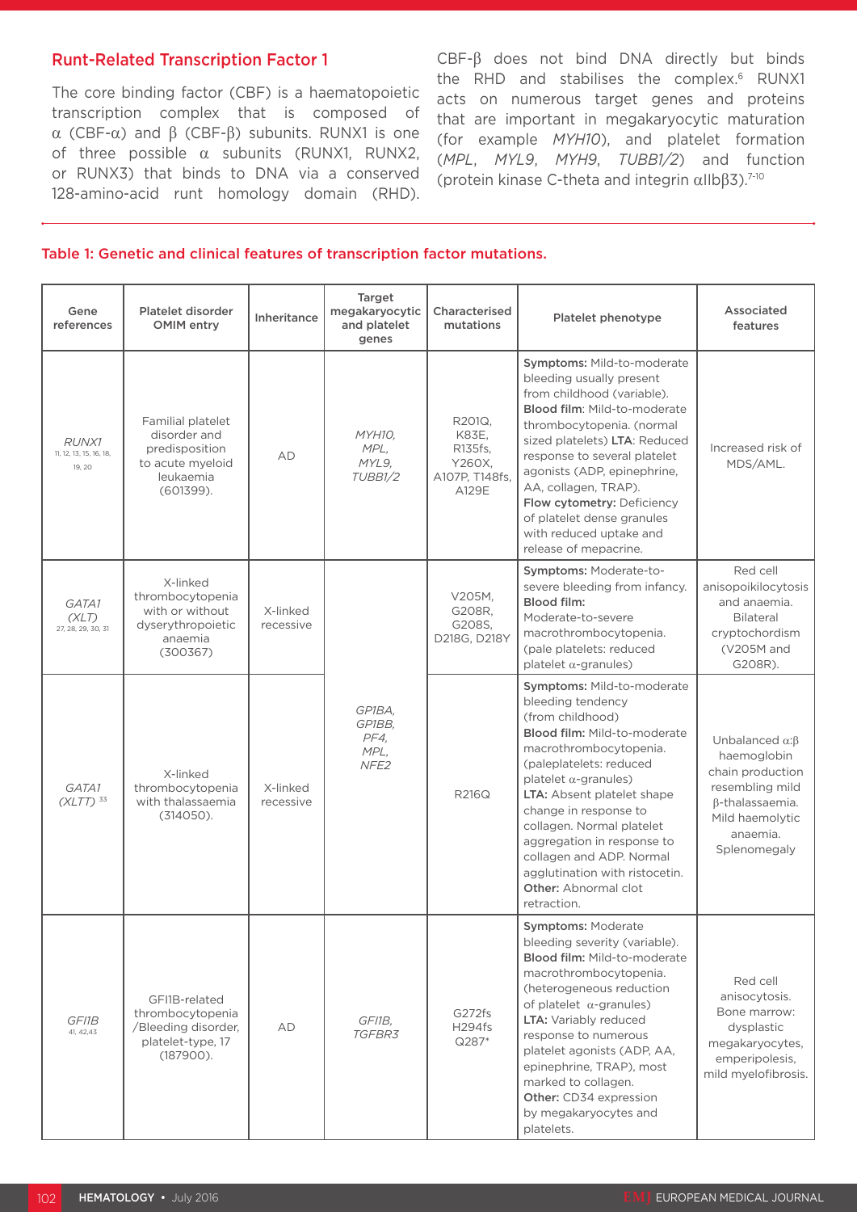## Runt-Related Transcription Factor 1

The core binding factor (CBF) is a haematopoietic transcription complex that is composed of α (CBF-α) and β (CBF-β) subunits. RUNX1 is one of three possible α subunits (RUNX1, RUNX2, or RUNX3) that binds to DNA via a conserved 128-amino-acid runt homology domain (RHD). CBF-β does not bind DNA directly but binds the RHD and stabilises the complex.[6] RUNX1 acts on numerous target genes and proteins that are important in megakaryocytic maturation (for example *MYH10*), and platelet formation (*MPL*, *MYL9*, *MYH9*, *TUBB1/2*) and function (protein kinase C-theta and integrin αIIbβ3).[7-10]

**Table 1: Genetic and clinical features of transcription factor mutations.**

| Gene references | Platelet disorder OMIM entry | Inheritance | Target megakaryocytic and platelet genes | Characterised mutations | Platelet phenotype | Associated features |
|---|---|---|---|---|---|---|
| *RUNX1* [11, 12, 13, 15, 16, 18, 19, 20] | Familial platelet disorder and predisposition to acute myeloid leukaemia (601399). | AD | *MYH10, MPL, MYL9, TUBB1/2* | R201Q, K83E, R135fs, Y260X, A107P, T148fs, A129E | **Symptoms:** Mild-to-moderate bleeding usually present from childhood (variable). **Blood film**: Mild-to-moderate thrombocytopenia. (normal sized platelets) **LTA**: Reduced response to several platelet agonists (ADP, epinephrine, AA, collagen, TRAP). **Flow cytometry:** Deficiency of platelet dense granules with reduced uptake and release of mepacrine. | Increased risk of MDS/AML. |
| *GATA1 (XLT)* [27, 28, 29, 30, 31] | X-linked thrombocytopenia with or without dyserythropoietic anaemia (300367) | X-linked recessive | *GP1BA, GP1BB, PF4, MPL, NFE2* | V205M, G208R, G208S, D218G, D218Y | **Symptoms:** Moderate-to-severe bleeding from infancy. **Blood film:** Moderate-to-severe macrothrombocytopenia. (pale platelets: reduced platelet α-granules) | Red cell anisopoikilocytosis and anaemia. Bilateral cryptochordism (V205M and G208R). |
| *GATA1 (XLTT)* [33] | X-linked thrombocytopenia with thalassaemia (314050). | X-linked recessive | *GP1BA, GP1BB, PF4, MPL, NFE2* | R216Q | **Symptoms:** Mild-to-moderate bleeding tendency (from childhood) **Blood film:** Mild-to-moderate macrothrombocytopenia. (paleplatelets: reduced platelet α-granules) **LTA:** Absent platelet shape change in response to collagen. Normal platelet aggregation in response to collagen and ADP. Normal agglutination with ristocetin. **Other:** Abnormal clot retraction. | Unbalanced α:β haemoglobin chain production resembling mild β-thalassaemia. Mild haemolytic anaemia. Splenomegaly |
| *GFI1B* [41, 42,43] | GFI1B-related thrombocytopenia /Bleeding disorder, platelet-type, 17 (187900). | AD | *GFI1B, TGFBR3* | G272fs H294fs Q287* | **Symptoms:** Moderate bleeding severity (variable). **Blood film:** Mild-to-moderate macrothrombocytopenia. (heterogeneous reduction of platelet α-granules) **LTA:** Variably reduced response to numerous platelet agonists (ADP, AA, epinephrine, TRAP), most marked to collagen. **Other:** CD34 expression by megakaryocytes and platelets. | Red cell anisocytosis. Bone marrow: dysplastic megakaryocytes, emperipolesis, mild myelofibrosis. |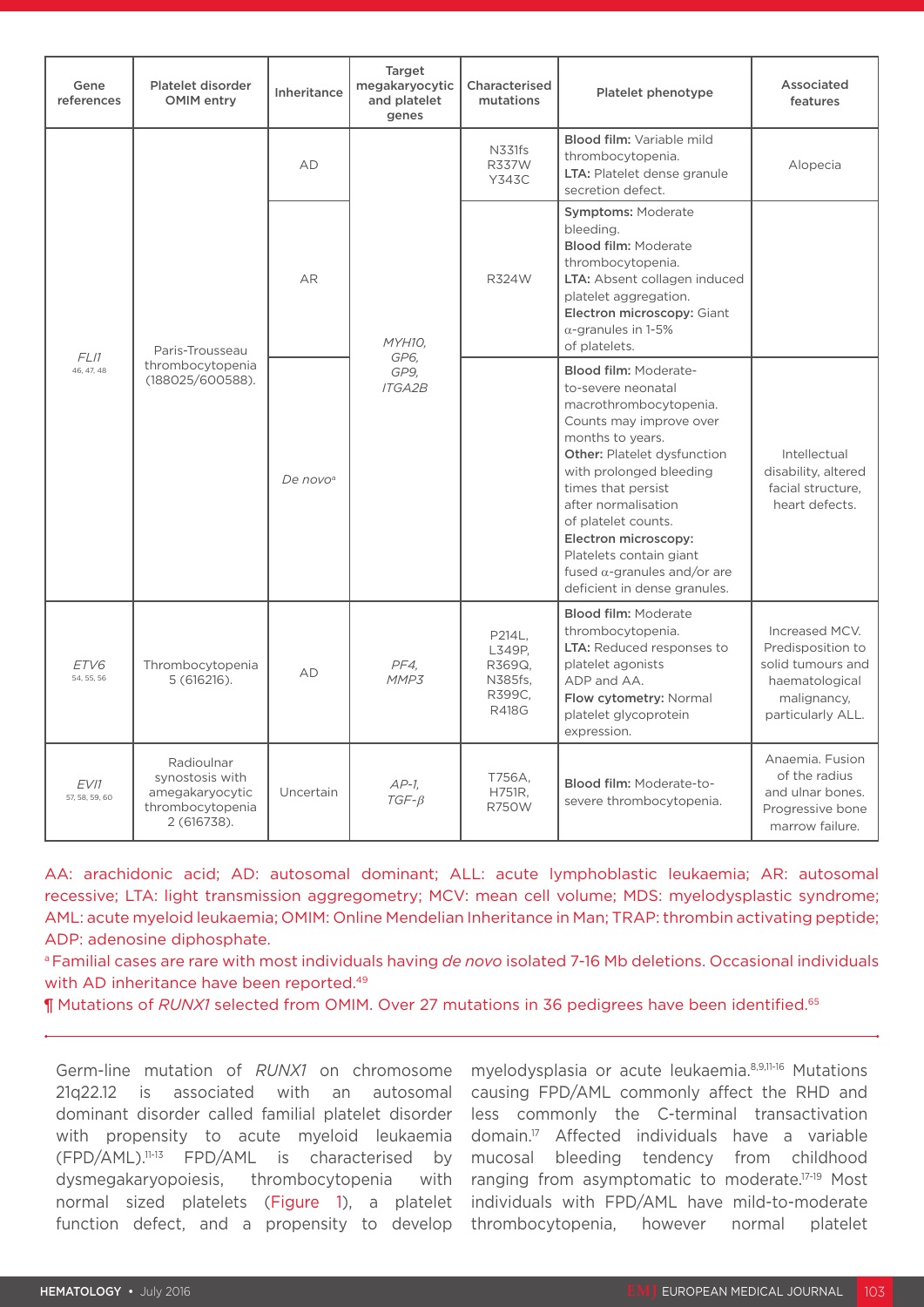| Gene references | Platelet disorder OMIM entry | Inheritance | Target megakaryocytic and platelet genes | Characterised mutations | Platelet phenotype | Associated features |
|---|---|---|---|---|---|---|
| *FLI1* 46, 47, 48 | Paris-Trousseau thrombocytopenia (188025/600588). | AD | *MYH10, GP6, GP9, ITGA2B* | N331fs R337W Y343C | **Blood film:** Variable mild thrombocytopenia. **LTA:** Platelet dense granule secretion defect. | Alopecia |
| | | AR | | R324W | **Symptoms:** Moderate bleeding. **Blood film:** Moderate thrombocytopenia. **LTA:** Absent collagen induced platelet aggregation. **Electron microscopy:** Giant α-granules in 1-5% of platelets. | |
| | | *De novo*[a] | | | **Blood film:** Moderate-to-severe neonatal macrothrombocytopenia. Counts may improve over months to years. **Other:** Platelet dysfunction with prolonged bleeding times that persist after normalisation of platelet counts. **Electron microscopy:** Platelets contain giant fused α-granules and/or are deficient in dense granules. | Intellectual disability, altered facial structure, heart defects. |
| *ETV6* 54, 55, 56 | Thrombocytopenia 5 (616216). | AD | *PF4, MMP3* | P214L, L349P, R369Q, N385fs, R399C, R418G | **Blood film:** Moderate thrombocytopenia. **LTA:** Reduced responses to platelet agonists ADP and AA. **Flow cytometry:** Normal platelet glycoprotein expression. | Increased MCV. Predisposition to solid tumours and haematological malignancy, particularly ALL. |
| *EVI1* 57, 58, 59, 60 | Radioulnar synostosis with amegakaryocytic thrombocytopenia 2 (616738). | Uncertain | *AP-1, TGF-β* | T756A, H751R, R750W | **Blood film:** Moderate-to-severe thrombocytopenia. | Anaemia. Fusion of the radius and ulnar bones. Progressive bone marrow failure. |

AA: arachidonic acid; AD: autosomal dominant; ALL: acute lymphoblastic leukaemia; AR: autosomal recessive; LTA: light transmission aggregometry; MCV: mean cell volume; MDS: myelodysplastic syndrome; AML: acute myeloid leukaemia; OMIM: Online Mendelian Inheritance in Man; TRAP: thrombin activating peptide; ADP: adenosine diphosphate.

[a] Familial cases are rare with most individuals having *de novo* isolated 7-16 Mb deletions. Occasional individuals with AD inheritance have been reported.[49]

¶ Mutations of *RUNX1* selected from OMIM. Over 27 mutations in 36 pedigrees have been identified.[65]

Germ-line mutation of *RUNX1* on chromosome 21q22.12 is associated with an autosomal dominant disorder called familial platelet disorder with propensity to acute myeloid leukaemia (FPD/AML).[11-13] FPD/AML is characterised by dysmegakaryopoiesis, thrombocytopenia with normal sized platelets (Figure 1), a platelet function defect, and a propensity to develop myelodysplasia or acute leukaemia.[8,9,11-16] Mutations causing FPD/AML commonly affect the RHD and less commonly the C-terminal transactivation domain.[17] Affected individuals have a variable mucosal bleeding tendency from childhood ranging from asymptomatic to moderate.[17-19] Most individuals with FPD/AML have mild-to-moderate thrombocytopenia, however normal platelet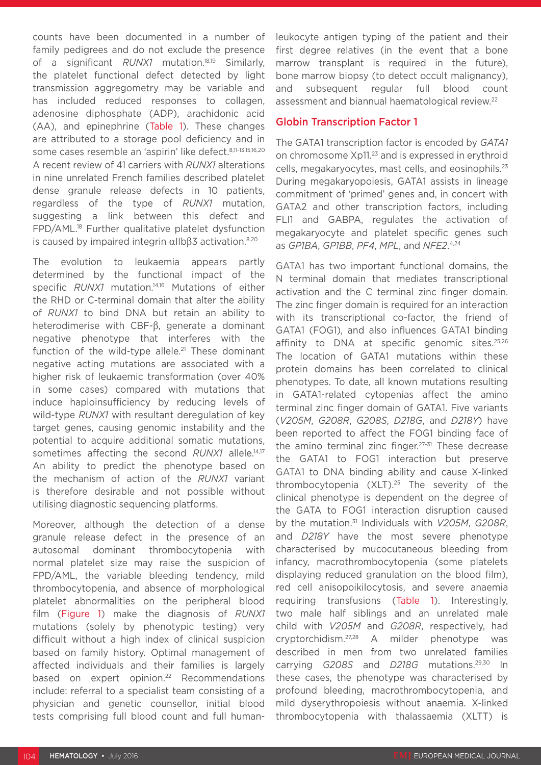counts have been documented in a number of family pedigrees and do not exclude the presence of a significant *RUNX1* mutation.[18,19] Similarly, the platelet functional defect detected by light transmission aggregometry may be variable and has included reduced responses to collagen, adenosine diphosphate (ADP), arachidonic acid (AA), and epinephrine (Table 1). These changes are attributed to a storage pool deficiency and in some cases resemble an 'aspirin' like defect.[8,11-13,15,16,20] A recent review of 41 carriers with *RUNX1* alterations in nine unrelated French families described platelet dense granule release defects in 10 patients, regardless of the type of *RUNX1* mutation, suggesting a link between this defect and FPD/AML.[18] Further qualitative platelet dysfunction is caused by impaired integrin $\alpha IIb\beta 3$ activation.[8,20]

The evolution to leukaemia appears partly determined by the functional impact of the specific *RUNX1* mutation.[14,16] Mutations of either the RHD or C-terminal domain that alter the ability of *RUNX1* to bind DNA but retain an ability to heterodimerise with CBF-β, generate a dominant negative phenotype that interferes with the function of the wild-type allele.[21] These dominant negative acting mutations are associated with a higher risk of leukaemic transformation (over 40% in some cases) compared with mutations that induce haploinsufficiency by reducing levels of wild-type *RUNX1* with resultant deregulation of key target genes, causing genomic instability and the potential to acquire additional somatic mutations, sometimes affecting the second *RUNX1* allele.[14,17] An ability to predict the phenotype based on the mechanism of action of the *RUNX1* variant is therefore desirable and not possible without utilising diagnostic sequencing platforms.

Moreover, although the detection of a dense granule release defect in the presence of an autosomal dominant thrombocytopenia with normal platelet size may raise the suspicion of FPD/AML, the variable bleeding tendency, mild thrombocytopenia, and absence of morphological platelet abnormalities on the peripheral blood film (Figure 1) make the diagnosis of *RUNX1* mutations (solely by phenotypic testing) very difficult without a high index of clinical suspicion based on family history. Optimal management of affected individuals and their families is largely based on expert opinion.[22] Recommendations include: referral to a specialist team consisting of a physician and genetic counsellor, initial blood tests comprising full blood count and full human-leukocyte antigen typing of the patient and their first degree relatives (in the event that a bone marrow transplant is required in the future), bone marrow biopsy (to detect occult malignancy), and subsequent regular full blood count assessment and biannual haematological review.[22]

## Globin Transcription Factor 1

The GATA1 transcription factor is encoded by *GATA1* on chromosome Xp11.[23] and is expressed in erythroid cells, megakaryocytes, mast cells, and eosinophils.[23] During megakaryopoiesis, GATA1 assists in lineage commitment of 'primed' genes and, in concert with GATA2 and other transcription factors, including FLI1 and GABPA, regulates the activation of megakaryocyte and platelet specific genes such as *GP1BA*, *GP1BB*, *PF4*, *MPL*, and *NFE2*.[4,24]

GATA1 has two important functional domains, the N terminal domain that mediates transcriptional activation and the C terminal zinc finger domain. The zinc finger domain is required for an interaction with its transcriptional co-factor, the friend of GATA1 (FOG1), and also influences GATA1 binding affinity to DNA at specific genomic sites.[25,26] The location of GATA1 mutations within these protein domains has been correlated to clinical phenotypes. To date, all known mutations resulting in GATA1-related cytopenias affect the amino terminal zinc finger domain of GATA1. Five variants (*V205M*, *G208R*, *G208S*, *D218G*, and *D218Y*) have been reported to affect the FOG1 binding face of the amino terminal zinc finger.[27-31] These decrease the GATA1 to FOG1 interaction but preserve GATA1 to DNA binding ability and cause X-linked thrombocytopenia (XLT).[25] The severity of the clinical phenotype is dependent on the degree of the GATA to FOG1 interaction disruption caused by the mutation.[31] Individuals with *V205M*, *G208R*, and *D218Y* have the most severe phenotype characterised by mucocutaneous bleeding from infancy, macrothrombocytopenia (some platelets displaying reduced granulation on the blood film), red cell anisopoikilocytosis, and severe anaemia requiring transfusions (Table 1). Interestingly, two male half siblings and an unrelated male child with *V205M* and *G208R*, respectively, had cryptorchidism.[27,28] A milder phenotype was described in men from two unrelated families carrying *G208S* and *D218G* mutations.[29,30] In these cases, the phenotype was characterised by profound bleeding, macrothrombocytopenia, and mild dyserythropoiesis without anaemia. X-linked thrombocytopenia with thalassaemia (XLTT) is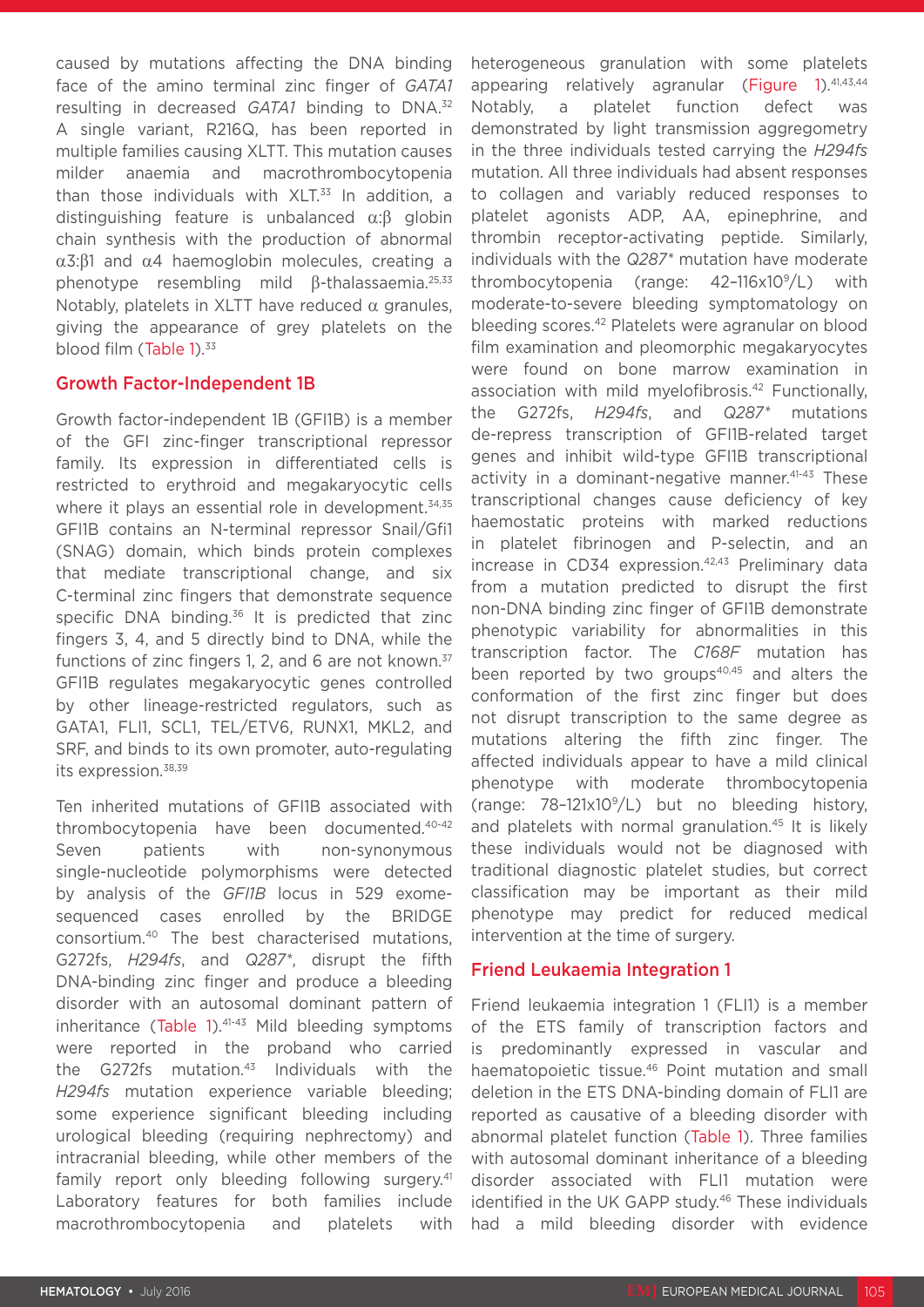caused by mutations affecting the DNA binding face of the amino terminal zinc finger of *GATA1* resulting in decreased *GATA1* binding to DNA.[32] A single variant, R216Q, has been reported in multiple families causing XLTT. This mutation causes milder anaemia and macrothrombocytopenia than those individuals with XLT.[33] In addition, a distinguishing feature is unbalanced $\alpha$:$\beta$ globin chain synthesis with the production of abnormal $\alpha 3$:$\beta 1$ and $\alpha 4$ haemoglobin molecules, creating a phenotype resembling mild $\beta$-thalassaemia.[25,33] Notably, platelets in XLTT have reduced $\alpha$ granules, giving the appearance of grey platelets on the blood film (Table 1).[33]

## Growth Factor-Independent 1B

Growth factor-independent 1B (GFI1B) is a member of the GFI zinc-finger transcriptional repressor family. Its expression in differentiated cells is restricted to erythroid and megakaryocytic cells where it plays an essential role in development.[34,35] GFI1B contains an N-terminal repressor Snail/Gfi1 (SNAG) domain, which binds protein complexes that mediate transcriptional change, and six C-terminal zinc fingers that demonstrate sequence specific DNA binding.[36] It is predicted that zinc fingers 3, 4, and 5 directly bind to DNA, while the functions of zinc fingers 1, 2, and 6 are not known.[37] GFI1B regulates megakaryocytic genes controlled by other lineage-restricted regulators, such as GATA1, FLI1, SCL1, TEL/ETV6, RUNX1, MKL2, and SRF, and binds to its own promoter, auto-regulating its expression.[38,39]

Ten inherited mutations of GFI1B associated with thrombocytopenia have been documented.[40-42] Seven patients with non-synonymous single-nucleotide polymorphisms were detected by analysis of the *GFI1B* locus in 529 exome-sequenced cases enrolled by the BRIDGE consortium.[40] The best characterised mutations, G272fs, *H294fs*, and *Q287\**, disrupt the fifth DNA-binding zinc finger and produce a bleeding disorder with an autosomal dominant pattern of inheritance (Table 1).[41-43] Mild bleeding symptoms were reported in the proband who carried the G272fs mutation.[43] Individuals with the *H294fs* mutation experience variable bleeding; some experience significant bleeding including urological bleeding (requiring nephrectomy) and intracranial bleeding, while other members of the family report only bleeding following surgery.[41] Laboratory features for both families include macrothrombocytopenia and platelets with heterogeneous granulation with some platelets appearing relatively agranular (Figure 1).[41,43,44] Notably, a platelet function defect was demonstrated by light transmission aggregometry in the three individuals tested carrying the *H294fs* mutation. All three individuals had absent responses to collagen and variably reduced responses to platelet agonists ADP, AA, epinephrine, and thrombin receptor-activating peptide. Similarly, individuals with the *Q287\** mutation have moderate thrombocytopenia (range: $42–116 \times 10^9$/L) with moderate-to-severe bleeding symptomatology on bleeding scores.[42] Platelets were agranular on blood film examination and pleomorphic megakaryocytes were found on bone marrow examination in association with mild myelofibrosis.[42] Functionally, the G272fs, *H294fs*, and *Q287\** mutations de-repress transcription of GFI1B-related target genes and inhibit wild-type GFI1B transcriptional activity in a dominant-negative manner.[41-43] These transcriptional changes cause deficiency of key haemostatic proteins with marked reductions in platelet fibrinogen and P-selectin, and an increase in CD34 expression.[42,43] Preliminary data from a mutation predicted to disrupt the first non-DNA binding zinc finger of GFI1B demonstrate phenotypic variability for abnormalities in this transcription factor. The *C168F* mutation has been reported by two groups[40,45] and alters the conformation of the first zinc finger but does not disrupt transcription to the same degree as mutations altering the fifth zinc finger. The affected individuals appear to have a mild clinical phenotype with moderate thrombocytopenia (range: $78–121 \times 10^9$/L) but no bleeding history, and platelets with normal granulation.[45] It is likely these individuals would not be diagnosed with traditional diagnostic platelet studies, but correct classification may be important as their mild phenotype may predict for reduced medical intervention at the time of surgery.

## Friend Leukaemia Integration 1

Friend leukaemia integration 1 (FLI1) is a member of the ETS family of transcription factors and is predominantly expressed in vascular and haematopoietic tissue.[46] Point mutation and small deletion in the ETS DNA-binding domain of FLI1 are reported as causative of a bleeding disorder with abnormal platelet function (Table 1). Three families with autosomal dominant inheritance of a bleeding disorder associated with FLI1 mutation were identified in the UK GAPP study.[46] These individuals had a mild bleeding disorder with evidence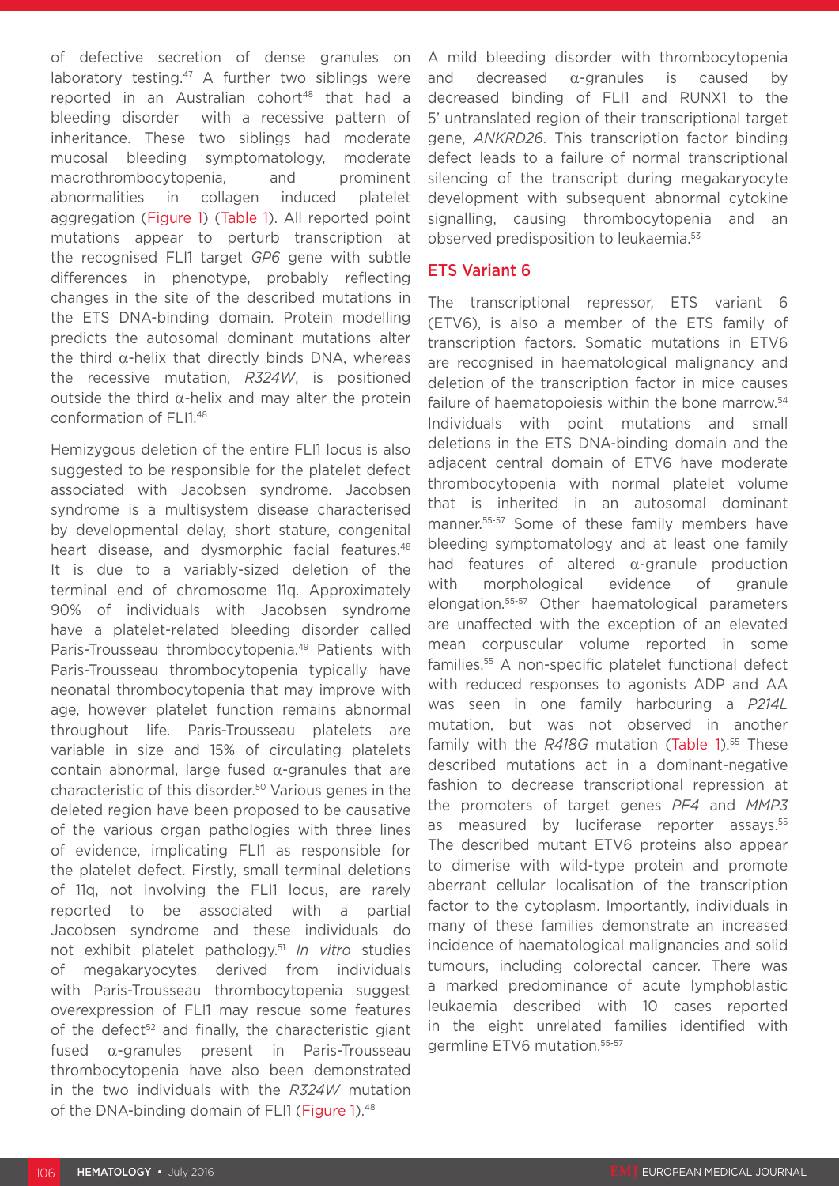of defective secretion of dense granules on laboratory testing.[47] A further two siblings were reported in an Australian cohort[48] that had a bleeding disorder with a recessive pattern of inheritance. These two siblings had moderate mucosal bleeding symptomatology, moderate macrothrombocytopenia, and prominent abnormalities in collagen induced platelet aggregation (Figure 1) (Table 1). All reported point mutations appear to perturb transcription at the recognised FLI1 target *GP6* gene with subtle differences in phenotype, probably reflecting changes in the site of the described mutations in the ETS DNA-binding domain. Protein modelling predicts the autosomal dominant mutations alter the third α-helix that directly binds DNA, whereas the recessive mutation, *R324W*, is positioned outside the third α-helix and may alter the protein conformation of FLI1.[48]

Hemizygous deletion of the entire FLI1 locus is also suggested to be responsible for the platelet defect associated with Jacobsen syndrome. Jacobsen syndrome is a multisystem disease characterised by developmental delay, short stature, congenital heart disease, and dysmorphic facial features.[48] It is due to a variably-sized deletion of the terminal end of chromosome 11q. Approximately 90% of individuals with Jacobsen syndrome have a platelet-related bleeding disorder called Paris-Trousseau thrombocytopenia.[49] Patients with Paris-Trousseau thrombocytopenia typically have neonatal thrombocytopenia that may improve with age, however platelet function remains abnormal throughout life. Paris-Trousseau platelets are variable in size and 15% of circulating platelets contain abnormal, large fused α-granules that are characteristic of this disorder.[50] Various genes in the deleted region have been proposed to be causative of the various organ pathologies with three lines of evidence, implicating FLI1 as responsible for the platelet defect. Firstly, small terminal deletions of 11q, not involving the FLI1 locus, are rarely reported to be associated with a partial Jacobsen syndrome and these individuals do not exhibit platelet pathology.[51] *In vitro* studies of megakaryocytes derived from individuals with Paris-Trousseau thrombocytopenia suggest overexpression of FLI1 may rescue some features of the defect[52] and finally, the characteristic giant fused α-granules present in Paris-Trousseau thrombocytopenia have also been demonstrated in the two individuals with the *R324W* mutation of the DNA-binding domain of FLI1 (Figure 1).[48]

A mild bleeding disorder with thrombocytopenia and decreased α-granules is caused by decreased binding of FLI1 and RUNX1 to the 5' untranslated region of their transcriptional target gene, *ANKRD26*. This transcription factor binding defect leads to a failure of normal transcriptional silencing of the transcript during megakaryocyte development with subsequent abnormal cytokine signalling, causing thrombocytopenia and an observed predisposition to leukaemia.[53]

## ETS Variant 6

The transcriptional repressor, ETS variant 6 (ETV6), is also a member of the ETS family of transcription factors. Somatic mutations in ETV6 are recognised in haematological malignancy and deletion of the transcription factor in mice causes failure of haematopoiesis within the bone marrow.[54] Individuals with point mutations and small deletions in the ETS DNA-binding domain and the adjacent central domain of ETV6 have moderate thrombocytopenia with normal platelet volume that is inherited in an autosomal dominant manner.[55-57] Some of these family members have bleeding symptomatology and at least one family had features of altered α-granule production with morphological evidence of granule elongation.[55-57] Other haematological parameters are unaffected with the exception of an elevated mean corpuscular volume reported in some families.[55] A non-specific platelet functional defect with reduced responses to agonists ADP and AA was seen in one family harbouring a *P214L* mutation, but was not observed in another family with the *R418G* mutation (Table 1).[55] These described mutations act in a dominant-negative fashion to decrease transcriptional repression at the promoters of target genes *PF4* and *MMP3* as measured by luciferase reporter assays.[55] The described mutant ETV6 proteins also appear to dimerise with wild-type protein and promote aberrant cellular localisation of the transcription factor to the cytoplasm. Importantly, individuals in many of these families demonstrate an increased incidence of haematological malignancies and solid tumours, including colorectal cancer. There was a marked predominance of acute lymphoblastic leukaemia described with 10 cases reported in the eight unrelated families identified with germline ETV6 mutation.[55-57]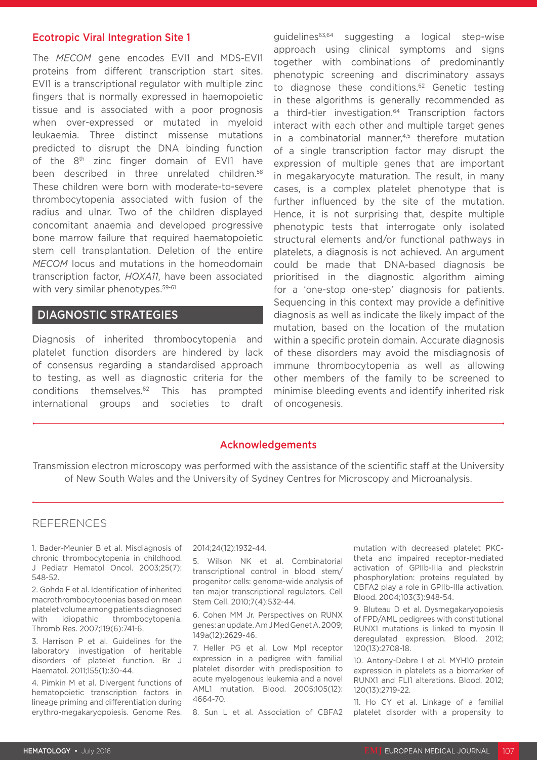### Ecotropic Viral Integration Site 1

The *MECOM* gene encodes EVI1 and MDS-EVI1 proteins from different transcription start sites. EVI1 is a transcriptional regulator with multiple zinc fingers that is normally expressed in haemopoietic tissue and is associated with a poor prognosis when over-expressed or mutated in myeloid leukaemia. Three distinct missense mutations predicted to disrupt the DNA binding function of the 8th zinc finger domain of EVI1 have been described in three unrelated children.[58] These children were born with moderate-to-severe thrombocytopenia associated with fusion of the radius and ulnar. Two of the children displayed concomitant anaemia and developed progressive bone marrow failure that required haematopoietic stem cell transplantation. Deletion of the entire *MECOM* locus and mutations in the homeodomain transcription factor, *HOXA11*, have been associated with very similar phenotypes.[59-61]

## DIAGNOSTIC STRATEGIES

Diagnosis of inherited thrombocytopenia and platelet function disorders are hindered by lack of consensus regarding a standardised approach to testing, as well as diagnostic criteria for the conditions themselves.[62] This has prompted international groups and societies to draft guidelines[63,64] suggesting a logical step-wise approach using clinical symptoms and signs together with combinations of predominantly phenotypic screening and discriminatory assays to diagnose these conditions.[62] Genetic testing in these algorithms is generally recommended as a third-tier investigation.[64] Transcription factors interact with each other and multiple target genes in a combinatorial manner,[4,5] therefore mutation of a single transcription factor may disrupt the expression of multiple genes that are important in megakaryocyte maturation. The result, in many cases, is a complex platelet phenotype that is further influenced by the site of the mutation. Hence, it is not surprising that, despite multiple phenotypic tests that interrogate only isolated structural elements and/or functional pathways in platelets, a diagnosis is not achieved. An argument could be made that DNA-based diagnosis be prioritised in the diagnostic algorithm aiming for a 'one-stop one-step' diagnosis for patients. Sequencing in this context may provide a definitive diagnosis as well as indicate the likely impact of the mutation, based on the location of the mutation within a specific protein domain. Accurate diagnosis of these disorders may avoid the misdiagnosis of immune thrombocytopenia as well as allowing other members of the family to be screened to minimise bleeding events and identify inherited risk of oncogenesis.

### Acknowledgements

Transmission electron microscopy was performed with the assistance of the scientific staff at the University of New South Wales and the University of Sydney Centres for Microscopy and Microanalysis.

## REFERENCES

1. Bader-Meunier B et al. Misdiagnosis of chronic thrombocytopenia in childhood. J Pediatr Hematol Oncol. 2003;25(7):548-52.

2. Gohda F et al. Identification of inherited macrothrombocytopenias based on mean platelet volume among patients diagnosed with idiopathic thrombocytopenia. Thromb Res. 2007;119(6):741-6.

3. Harrison P et al. Guidelines for the laboratory investigation of heritable disorders of platelet function. Br J Haematol. 2011;155(1):30-44.

4. Pimkin M et al. Divergent functions of hematopoietic transcription factors in lineage priming and differentiation during erythro-megakaryopoiesis. Genome Res. 2014;24(12):1932-44.

5. Wilson NK et al. Combinatorial transcriptional control in blood stem/progenitor cells: genome-wide analysis of ten major transcriptional regulators. Cell Stem Cell. 2010;7(4):532-44.

6. Cohen MM Jr. Perspectives on RUNX genes: an update. Am J Med Genet A. 2009;149a(12):2629-46.

7. Heller PG et al. Low Mpl receptor expression in a pedigree with familial platelet disorder with predisposition to acute myelogenous leukemia and a novel AML1 mutation. Blood. 2005;105(12):4664-70.

8. Sun L et al. Association of CBFA2 mutation with decreased platelet PKC-theta and impaired receptor-mediated activation of GPIIb-IIIa and pleckstrin phosphorylation: proteins regulated by CBFA2 play a role in GPIIb-IIIa activation. Blood. 2004;103(3):948-54.

9. Bluteau D et al. Dysmegakaryopoiesis of FPD/AML pedigrees with constitutional RUNX1 mutations is linked to myosin II deregulated expression. Blood. 2012;120(13):2708-18.

10. Antony-Debre I et al. MYH10 protein expression in platelets as a biomarker of RUNX1 and FLI1 alterations. Blood. 2012;120(13):2719-22.

11. Ho CY et al. Linkage of a familial platelet disorder with a propensity to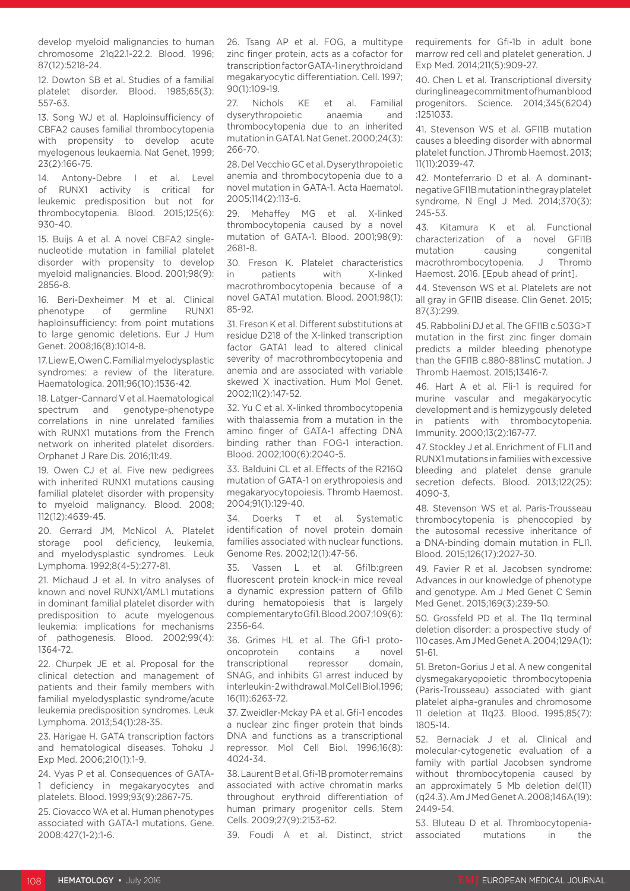develop myeloid malignancies to human chromosome 21q22.1-22.2. Blood. 1996; 87(12):5218-24.

12. Dowton SB et al. Studies of a familial platelet disorder. Blood. 1985;65(3): 557-63.

13. Song WJ et al. Haploinsufficiency of CBFA2 causes familial thrombocytopenia with propensity to develop acute myelogenous leukaemia. Nat Genet. 1999; 23(2):166-75.

14. Antony-Debre I et al. Level of RUNX1 activity is critical for leukemic predisposition but not for thrombocytopenia. Blood. 2015;125(6): 930-40.

15. Buijs A et al. A novel CBFA2 single-nucleotide mutation in familial platelet disorder with propensity to develop myeloid malignancies. Blood. 2001;98(9): 2856-8.

16. Beri-Dexheimer M et al. Clinical phenotype of germline RUNX1 haploinsufficiency: from point mutations to large genomic deletions. Eur J Hum Genet. 2008;16(8):1014-8.

17. Liew E, Owen C. Familial myelodysplastic syndromes: a review of the literature. Haematologica. 2011;96(10):1536-42.

18. Latger-Cannard V et al. Haematological spectrum and genotype-phenotype correlations in nine unrelated families with RUNX1 mutations from the French network on inherited platelet disorders. Orphanet J Rare Dis. 2016;11:49.

19. Owen CJ et al. Five new pedigrees with inherited RUNX1 mutations causing familial platelet disorder with propensity to myeloid malignancy. Blood. 2008; 112(12):4639-45.

20. Gerrard JM, McNicol A. Platelet storage pool deficiency, leukemia, and myelodysplastic syndromes. Leuk Lymphoma. 1992;8(4-5):277-81.

21. Michaud J et al. In vitro analyses of known and novel RUNX1/AML1 mutations in dominant familial platelet disorder with predisposition to acute myelogenous leukemia: implications for mechanisms of pathogenesis. Blood. 2002;99(4): 1364-72.

22. Churpek JE et al. Proposal for the clinical detection and management of patients and their family members with familial myelodysplastic syndrome/acute leukemia predisposition syndromes. Leuk Lymphoma. 2013;54(1):28-35.

23. Harigae H. GATA transcription factors and hematological diseases. Tohoku J Exp Med. 2006;210(1):1-9.

24. Vyas P et al. Consequences of GATA-1 deficiency in megakaryocytes and platelets. Blood. 1999;93(9):2867-75.

25. Ciovacco WA et al. Human phenotypes associated with GATA-1 mutations. Gene. 2008;427(1-2):1-6.

26. Tsang AP et al. FOG, a multitype zinc finger protein, acts as a cofactor for transcription factor GATA-1 in erythroid and megakaryocytic differentiation. Cell. 1997; 90(1):109-19.

27. Nichols KE et al. Familial dyserythropoietic anaemia and thrombocytopenia due to an inherited mutation in GATA1. Nat Genet. 2000;24(3): 266-70.

28. Del Vecchio GC et al. Dyserythropoietic anemia and thrombocytopenia due to a novel mutation in GATA-1. Acta Haematol. 2005;114(2):113-6.

29. Mehaffey MG et al. X-linked thrombocytopenia caused by a novel mutation of GATA-1. Blood. 2001;98(9): 2681-8.

30. Freson K. Platelet characteristics in patients with X-linked macrothrombocytopenia because of a novel GATA1 mutation. Blood. 2001;98(1): 85-92.

31. Freson K et al. Different substitutions at residue D218 of the X-linked transcription factor GATA1 lead to altered clinical severity of macrothrombocytopenia and anemia and are associated with variable skewed X inactivation. Hum Mol Genet. 2002;11(2):147-52.

32. Yu C et al. X-linked thrombocytopenia with thalassemia from a mutation in the amino finger of GATA-1 affecting DNA binding rather than FOG-1 interaction. Blood. 2002;100(6):2040-5.

33. Balduini CL et al. Effects of the R216Q mutation of GATA-1 on erythropoiesis and megakaryocytopoiesis. Thromb Haemost. 2004;91(1):129-40.

34. Doerks T et al. Systematic identification of novel protein domain families associated with nuclear functions. Genome Res. 2002;12(1):47-56.

35. Vassen L et al. Gfi1b:green fluorescent protein knock-in mice reveal a dynamic expression pattern of Gfi1b during hematopoiesis that is largely complementary to Gfi1. Blood. 2007;109(6): 2356-64.

36. Grimes HL et al. The Gfi-1 proto-oncoprotein contains a novel transcriptional repressor domain, SNAG, and inhibits G1 arrest induced by interleukin-2 withdrawal. Mol Cell Biol. 1996; 16(11):6263-72.

37. Zweidler-Mckay PA et al. Gfi-1 encodes a nuclear zinc finger protein that binds DNA and functions as a transcriptional repressor. Mol Cell Biol. 1996;16(8): 4024-34.

38. Laurent B et al. Gfi-1B promoter remains associated with active chromatin marks throughout erythroid differentiation of human primary progenitor cells. Stem Cells. 2009;27(9):2153-62.

39. Foudi A et al. Distinct, strict requirements for Gfi-1b in adult bone marrow red cell and platelet generation. J Exp Med. 2014;211(5):909-27.

40. Chen L et al. Transcriptional diversity during lineage commitment of human blood progenitors. Science. 2014;345(6204) :1251033.

41. Stevenson WS et al. GFI1B mutation causes a bleeding disorder with abnormal platelet function. J Thromb Haemost. 2013; 11(11):2039-47.

42. Monteferrario D et al. A dominant-negative GFI1B mutation in the gray platelet syndrome. N Engl J Med. 2014;370(3): 245-53.

43. Kitamura K et al. Functional characterization of a novel GFI1B mutation causing congenital macrothrombocytopenia. J Thromb Haemost. 2016. [Epub ahead of print].

44. Stevenson WS et al. Platelets are not all gray in GFI1B disease. Clin Genet. 2015; 87(3):299.

45. Rabbolini DJ et al. The GFI1B c.503G>T mutation in the first zinc finger domain predicts a milder bleeding phenotype than the GFI1B c.880-881insC mutation. J Thromb Haemost. 2015;13416-7.

46. Hart A et al. Fli-1 is required for murine vascular and megakaryocytic development and is hemizygously deleted in patients with thrombocytopenia. Immunity. 2000;13(2):167-77.

47. Stockley J et al. Enrichment of FLI1 and RUNX1 mutations in families with excessive bleeding and platelet dense granule secretion defects. Blood. 2013;122(25): 4090-3.

48. Stevenson WS et al. Paris-Trousseau thrombocytopenia is phenocopied by the autosomal recessive inheritance of a DNA-binding domain mutation in FLI1. Blood. 2015;126(17):2027-30.

49. Favier R et al. Jacobsen syndrome: Advances in our knowledge of phenotype and genotype. Am J Med Genet C Semin Med Genet. 2015;169(3):239-50.

50. Grossfeld PD et al. The 11q terminal deletion disorder: a prospective study of 110 cases. Am J Med Genet A. 2004;129A(1): 51-61.

51. Breton-Gorius J et al. A new congenital dysmegakaryopoietic thrombocytopenia (Paris-Trousseau) associated with giant platelet alpha-granules and chromosome 11 deletion at 11q23. Blood. 1995;85(7): 1805-14.

52. Bernaciak J et al. Clinical and molecular-cytogenetic evaluation of a family with partial Jacobsen syndrome without thrombocytopenia caused by an approximately 5 Mb deletion del(11) (q24.3). Am J Med Genet A. 2008;146A(19): 2449-54.

53. Bluteau D et al. Thrombocytopenia-associated mutations in the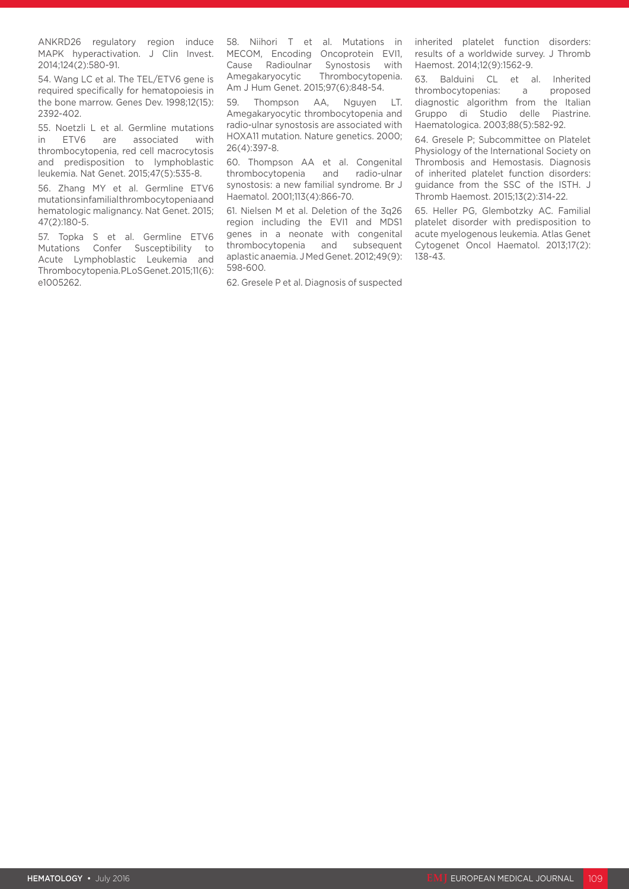ANKRD26 regulatory region induce MAPK hyperactivation. J Clin Invest. 2014;124(2):580-91.

54. Wang LC et al. The TEL/ETV6 gene is required specifically for hematopoiesis in the bone marrow. Genes Dev. 1998;12(15): 2392-402.

55. Noetzli L et al. Germline mutations in ETV6 are associated with thrombocytopenia, red cell macrocytosis and predisposition to lymphoblastic leukemia. Nat Genet. 2015;47(5):535-8.

56. Zhang MY et al. Germline ETV6 mutations in familial thrombocytopenia and hematologic malignancy. Nat Genet. 2015; 47(2):180-5.

57. Topka S et al. Germline ETV6 Mutations Confer Susceptibility to Acute Lymphoblastic Leukemia and Thrombocytopenia. PLoS Genet. 2015;11(6): e1005262.

58. Niihori T et al. Mutations in MECOM, Encoding Oncoprotein EVI1, Cause Radioulnar Synostosis with Amegakaryocytic Thrombocytopenia. Am J Hum Genet. 2015;97(6):848-54.

59. Thompson AA, Nguyen LT. Amegakaryocytic thrombocytopenia and radio-ulnar synostosis are associated with HOXA11 mutation. Nature genetics. 2000; 26(4):397-8.

60. Thompson AA et al. Congenital thrombocytopenia and radio-ulnar synostosis: a new familial syndrome. Br J Haematol. 2001;113(4):866-70.

61. Nielsen M et al. Deletion of the 3q26 region including the EVI1 and MDS1 genes in a neonate with congenital thrombocytopenia and subsequent aplastic anaemia. J Med Genet. 2012;49(9): 598-600.

62. Gresele P et al. Diagnosis of suspected inherited platelet function disorders: results of a worldwide survey. J Thromb Haemost. 2014;12(9):1562-9.

63. Balduini CL et al. Inherited thrombocytopenias: a proposed diagnostic algorithm from the Italian Gruppo di Studio delle Piastrine. Haematologica. 2003;88(5):582-92.

64. Gresele P; Subcommittee on Platelet Physiology of the International Society on Thrombosis and Hemostasis. Diagnosis of inherited platelet function disorders: guidance from the SSC of the ISTH. J Thromb Haemost. 2015;13(2):314-22.

65. Heller PG, Glembotzky AC. Familial platelet disorder with predisposition to acute myelogenous leukemia. Atlas Genet Cytogenet Oncol Haematol. 2013;17(2): 138-43.